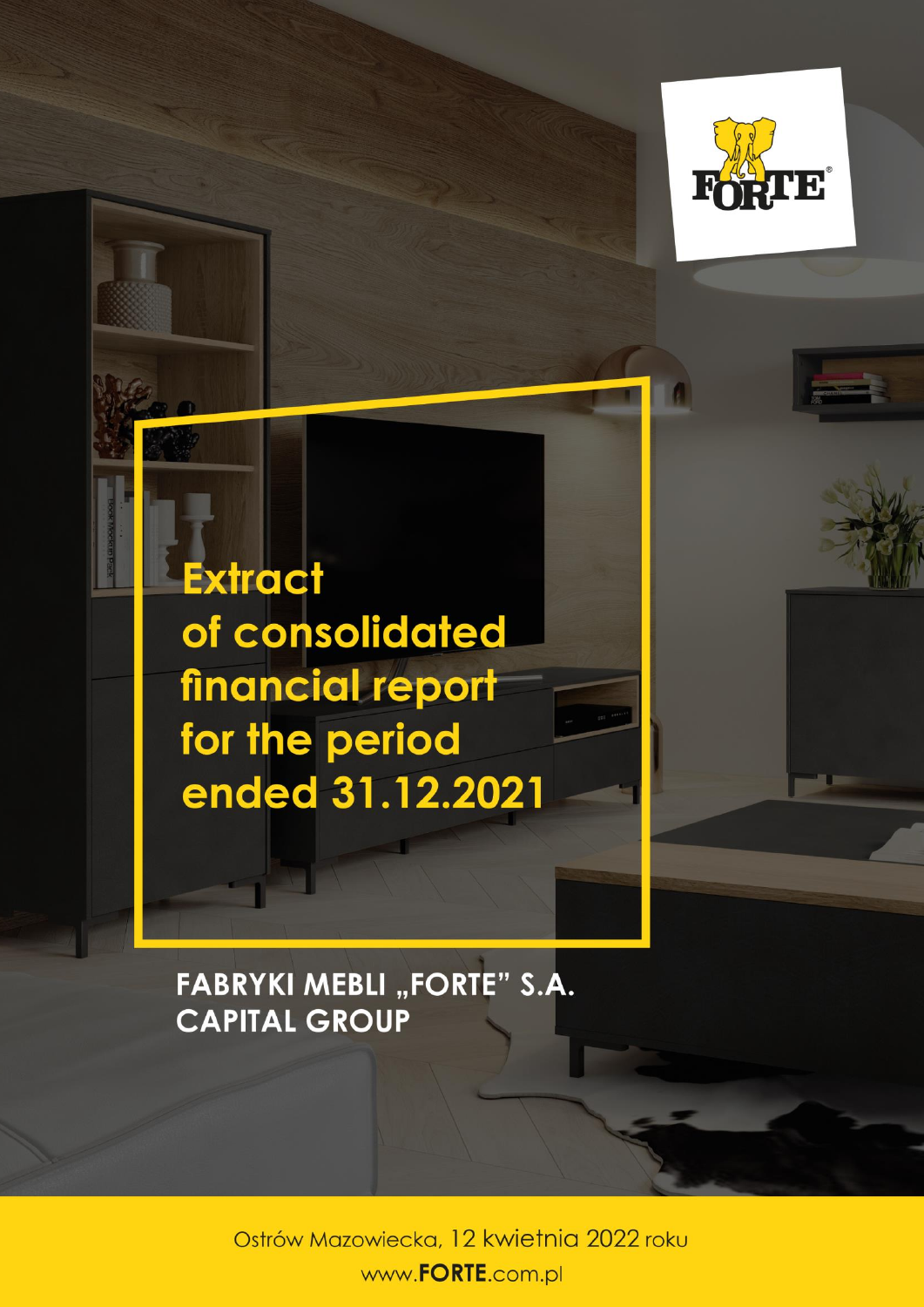# Extract of consolidated financial report for the period ended 31.12.2021

**FABRYKI MEBLI „FORTE" S.A. CAPITAL GROUP**

Ostrów Mazowiecka, 12 kwietnia 2022 roku

www.FORTE.com.pl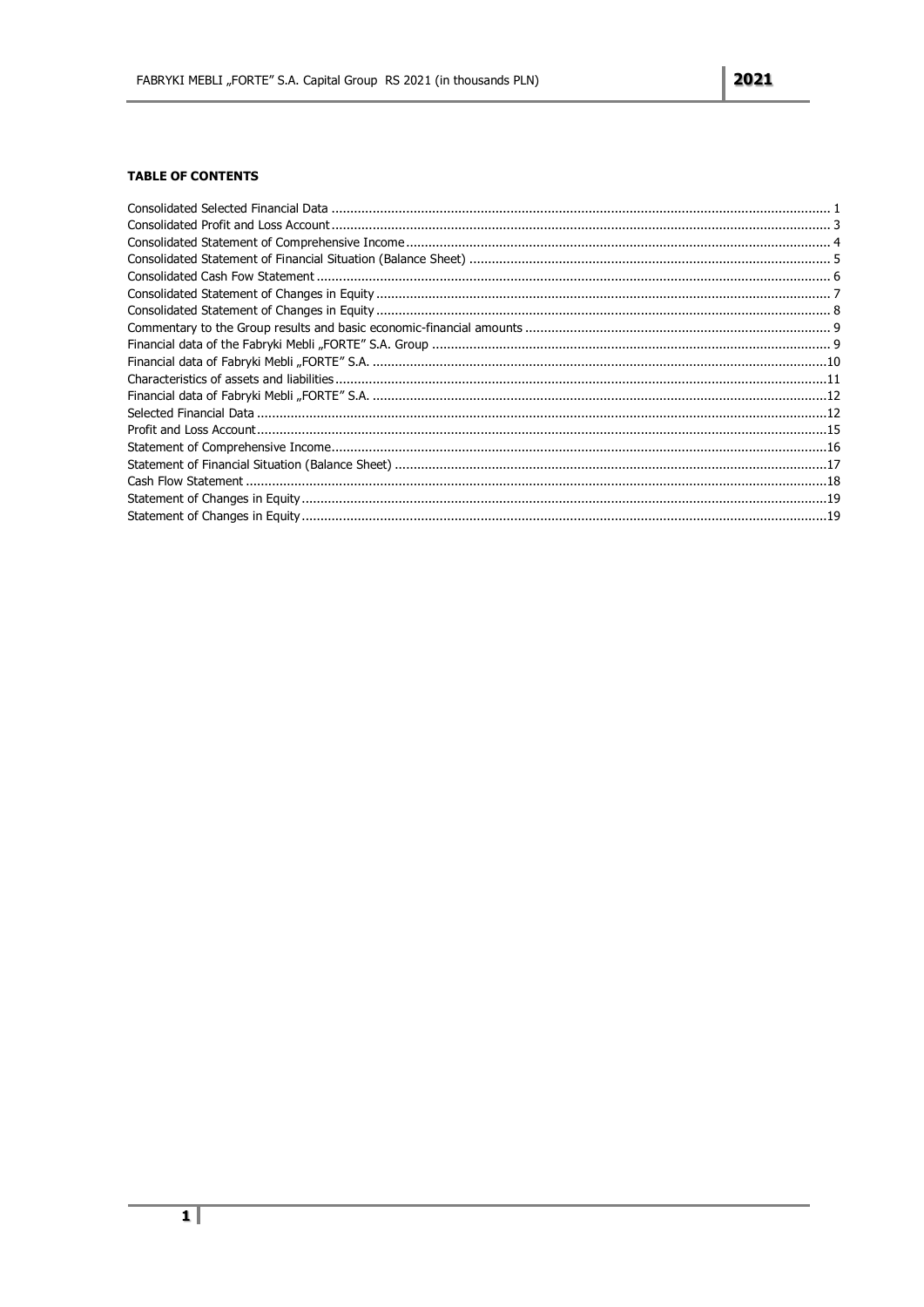**TABLE OF CONTENTS**

Consolidated Selected Financial Data ........................................................................................................................................ 1
Consolidated Profit and Loss Account ........................................................................................................................................ 3
Consolidated Statement of Comprehensive Income ....................................................................................................................... 4
Consolidated Statement of Financial Situation (Balance Sheet) ...................................................................................................... 5
Consolidated Cash Fow Statement ............................................................................................................................................. 6
Consolidated Statement of Changes in Equity .............................................................................................................................. 7
Consolidated Statement of Changes in Equity .............................................................................................................................. 8
Commentary to the Group results and basic economic-financial amounts ...................................................................................... 9
Financial data of the Fabryki Mebli „FORTE" S.A. Group .............................................................................................................. 9
Financial data of Fabryki Mebli „FORTE" S.A. .............................................................................................................................10
Characteristics of assets and liabilities .......................................................................................................................................11
Financial data of Fabryki Mebli „FORTE" S.A. .............................................................................................................................12
Selected Financial Data .............................................................................................................................................................12
Profit and Loss Account .............................................................................................................................................................15
Statement of Comprehensive Income..........................................................................................................................................16
Statement of Financial Situation (Balance Sheet) .........................................................................................................................17
Cash Flow Statement ................................................................................................................................................................18
Statement of Changes in Equity .................................................................................................................................................19
Statement of Changes in Equity .................................................................................................................................................19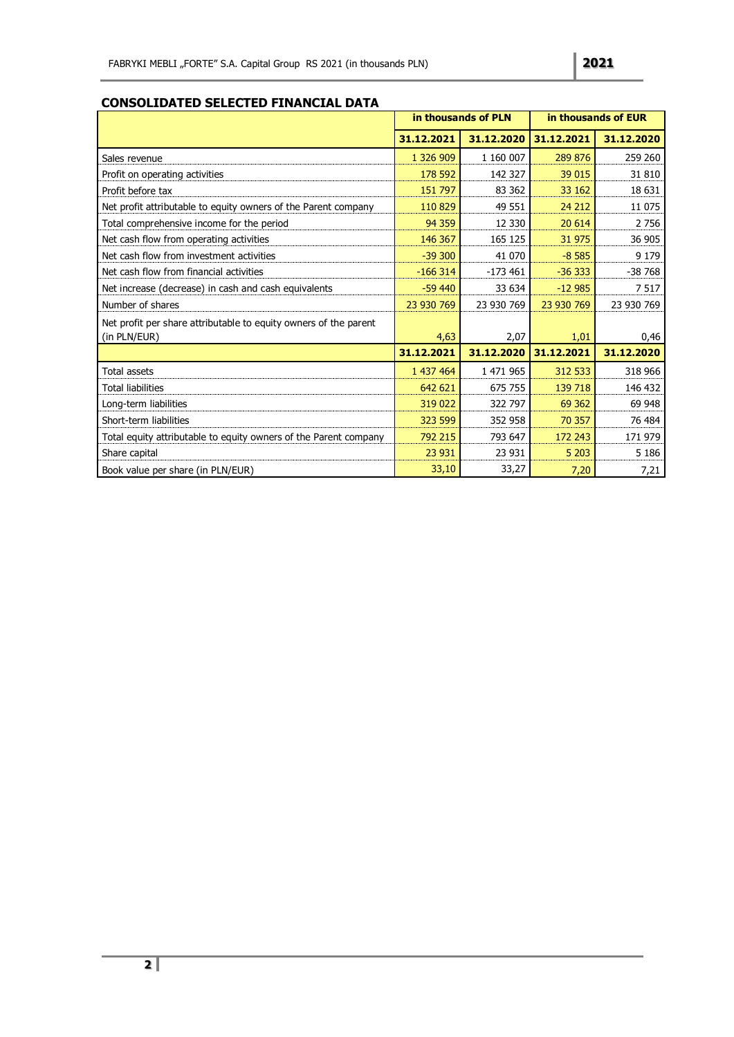## CONSOLIDATED SELECTED FINANCIAL DATA

| | in thousands of PLN | | in thousands of EUR | |
|---|---|---|---|---|
| | 31.12.2021 | 31.12.2020 | 31.12.2021 | 31.12.2020 |
| Sales revenue | 1 326 909 | 1 160 007 | 289 876 | 259 260 |
| Profit on operating activities | 178 592 | 142 327 | 39 015 | 31 810 |
| Profit before tax | 151 797 | 83 362 | 33 162 | 18 631 |
| Net profit attributable to equity owners of the Parent company | 110 829 | 49 551 | 24 212 | 11 075 |
| Total comprehensive income for the period | 94 359 | 12 330 | 20 614 | 2 756 |
| Net cash flow from operating activities | 146 367 | 165 125 | 31 975 | 36 905 |
| Net cash flow from investment activities | -39 300 | 41 070 | -8 585 | 9 179 |
| Net cash flow from financial activities | -166 314 | -173 461 | -36 333 | -38 768 |
| Net increase (decrease) in cash and cash equivalents | -59 440 | 33 634 | -12 985 | 7 517 |
| Number of shares | 23 930 769 | 23 930 769 | 23 930 769 | 23 930 769 |
| Net profit per share attributable to equity owners of the parent (in PLN/EUR) | 4,63 | 2,07 | 1,01 | 0,46 |
| | 31.12.2021 | 31.12.2020 | 31.12.2021 | 31.12.2020 |
| Total assets | 1 437 464 | 1 471 965 | 312 533 | 318 966 |
| Total liabilities | 642 621 | 675 755 | 139 718 | 146 432 |
| Long-term liabilities | 319 022 | 322 797 | 69 362 | 69 948 |
| Short-term liabilities | 323 599 | 352 958 | 70 357 | 76 484 |
| Total equity attributable to equity owners of the Parent company | 792 215 | 793 647 | 172 243 | 171 979 |
| Share capital | 23 931 | 23 931 | 5 203 | 5 186 |
| Book value per share (in PLN/EUR) | 33,10 | 33,27 | 7,20 | 7,21 |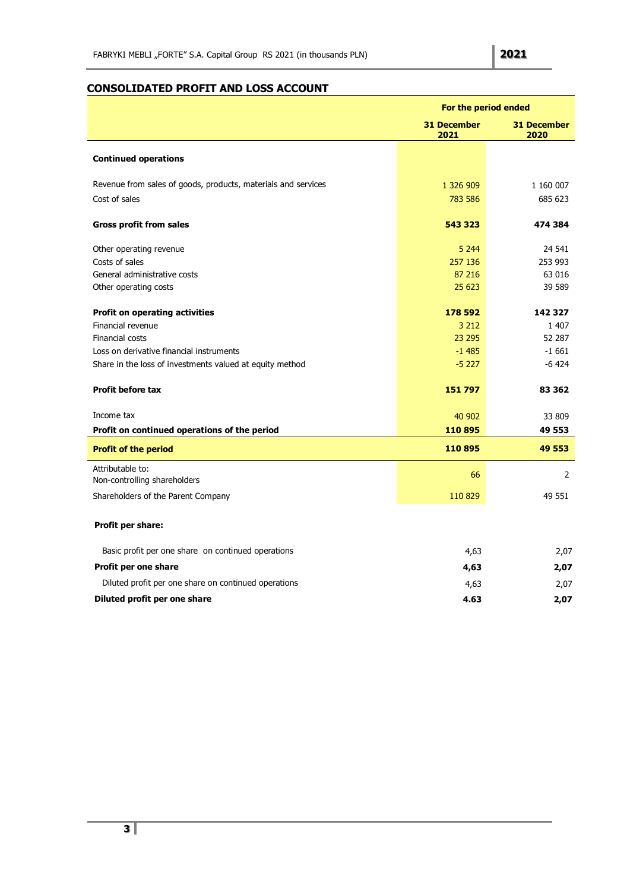## CONSOLIDATED PROFIT AND LOSS ACCOUNT

| | For the period ended | |
|---|---|---|
| | **31 December 2021** | **31 December 2020** |
| **Continued operations** | | |
| Revenue from sales of goods, products, materials and services | 1 326 909 | 1 160 007 |
| Cost of sales | 783 586 | 685 623 |
| **Gross profit from sales** | **543 323** | **474 384** |
| Other operating revenue | 5 244 | 24 541 |
| Costs of sales | 257 136 | 253 993 |
| General administrative costs | 87 216 | 63 016 |
| Other operating costs | 25 623 | 39 589 |
| **Profit on operating activities** | **178 592** | **142 327** |
| Financial revenue | 3 212 | 1 407 |
| Financial costs | 23 295 | 52 287 |
| Loss on derivative financial instruments | -1 485 | -1 661 |
| Share in the loss of investments valued at equity method | -5 227 | -6 424 |
| **Profit before tax** | **151 797** | **83 362** |
| Income tax | 40 902 | 33 809 |
| **Profit on continued operations of the period** | **110 895** | **49 553** |
| **Profit of the period** | **110 895** | **49 553** |
| Attributable to:<br>Non-controlling shareholders | 66 | 2 |
| Shareholders of the Parent Company | 110 829 | 49 551 |
| **Profit per share:** | | |
| Basic profit per one share on continued operations | 4,63 | 2,07 |
| **Profit per one share** | **4,63** | **2,07** |
| Diluted profit per one share on continued operations | 4,63 | 2,07 |
| **Diluted profit per one share** | **4.63** | **2,07** |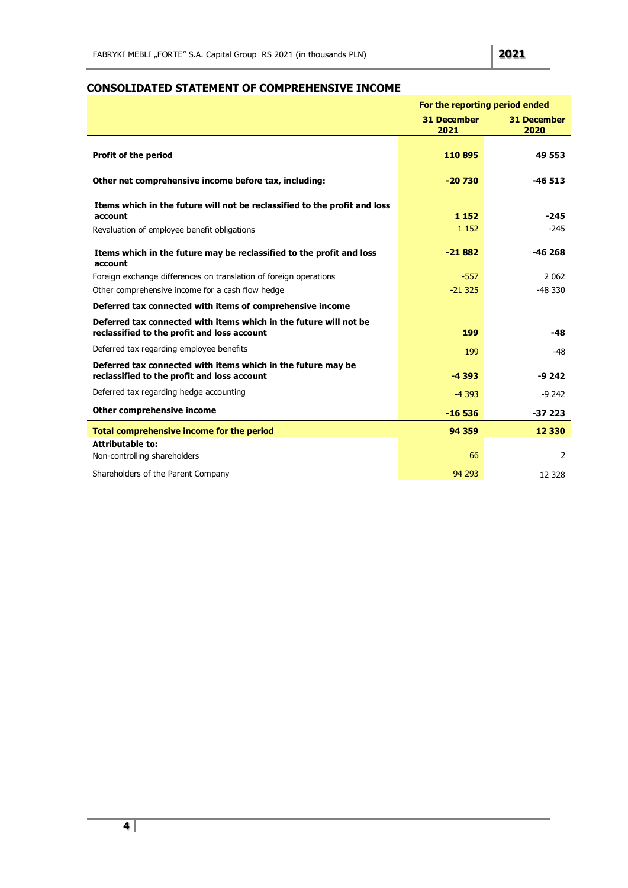## CONSOLIDATED STATEMENT OF COMPREHENSIVE INCOME

| | For the reporting period ended | |
|---|---|---|
| | **31 December 2021** | **31 December 2020** |
| **Profit of the period** | **110 895** | **49 553** |
| **Other net comprehensive income before tax, including:** | **-20 730** | **-46 513** |
| **Items which in the future will not be reclassified to the profit and loss account** | **1 152** | **-245** |
| Revaluation of employee benefit obligations | 1 152 | -245 |
| **Items which in the future may be reclassified to the profit and loss account** | **-21 882** | **-46 268** |
| Foreign exchange differences on translation of foreign operations | -557 | 2 062 |
| Other comprehensive income for a cash flow hedge | -21 325 | -48 330 |
| **Deferred tax connected with items of comprehensive income** | | |
| **Deferred tax connected with items which in the future will not be reclassified to the profit and loss account** | **199** | **-48** |
| Deferred tax regarding employee benefits | 199 | -48 |
| **Deferred tax connected with items which in the future may be reclassified to the profit and loss account** | **-4 393** | **-9 242** |
| Deferred tax regarding hedge accounting | -4 393 | -9 242 |
| **Other comprehensive income** | **-16 536** | **-37 223** |
| **Total comprehensive income for the period** | **94 359** | **12 330** |
| **Attributable to:** | | |
| Non-controlling shareholders | 66 | 2 |
| Shareholders of the Parent Company | 94 293 | 12 328 |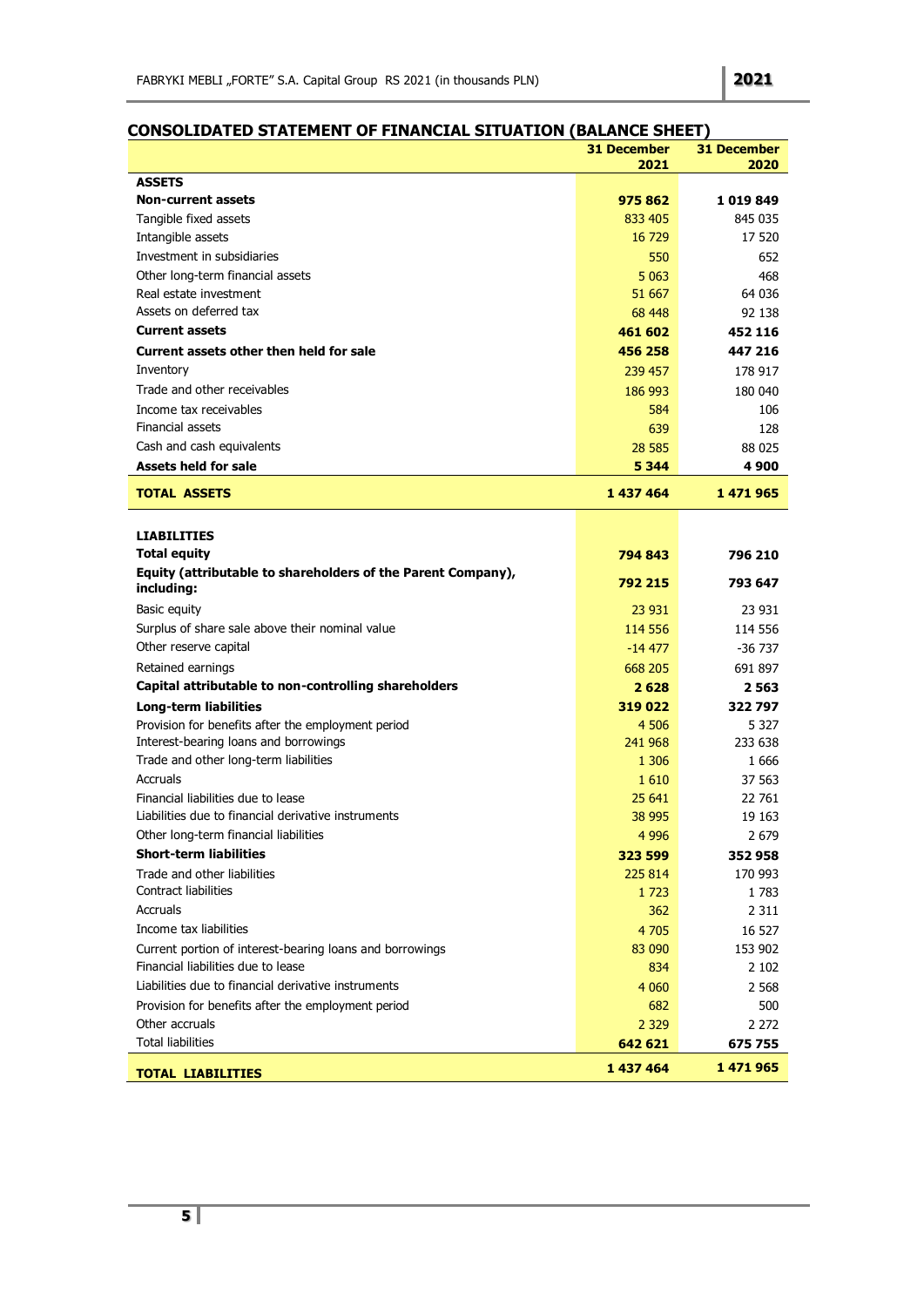## CONSOLIDATED STATEMENT OF FINANCIAL SITUATION (BALANCE SHEET)

| | 31 December 2021 | 31 December 2020 |
|---|---|---|
| **ASSETS** | | |
| **Non-current assets** | **975 862** | **1 019 849** |
| Tangible fixed assets | 833 405 | 845 035 |
| Intangible assets | 16 729 | 17 520 |
| Investment in subsidiaries | 550 | 652 |
| Other long-term financial assets | 5 063 | 468 |
| Real estate investment | 51 667 | 64 036 |
| Assets on deferred tax | 68 448 | 92 138 |
| **Current assets** | **461 602** | **452 116** |
| **Current assets other then held for sale** | **456 258** | **447 216** |
| Inventory | 239 457 | 178 917 |
| Trade and other receivables | 186 993 | 180 040 |
| Income tax receivables | 584 | 106 |
| Financial assets | 639 | 128 |
| Cash and cash equivalents | 28 585 | 88 025 |
| **Assets held for sale** | **5 344** | **4 900** |
| **TOTAL ASSETS** | **1 437 464** | **1 471 965** |
| | | |
| **LIABILITIES** | | |
| **Total equity** | **794 843** | **796 210** |
| **Equity (attributable to shareholders of the Parent Company), including:** | **792 215** | **793 647** |
| Basic equity | 23 931 | 23 931 |
| Surplus of share sale above their nominal value | 114 556 | 114 556 |
| Other reserve capital | -14 477 | -36 737 |
| Retained earnings | 668 205 | 691 897 |
| **Capital attributable to non-controlling shareholders** | **2 628** | **2 563** |
| **Long-term liabilities** | **319 022** | **322 797** |
| Provision for benefits after the employment period | 4 506 | 5 327 |
| Interest-bearing loans and borrowings | 241 968 | 233 638 |
| Trade and other long-term liabilities | 1 306 | 1 666 |
| Accruals | 1 610 | 37 563 |
| Financial liabilities due to lease | 25 641 | 22 761 |
| Liabilities due to financial derivative instruments | 38 995 | 19 163 |
| Other long-term financial liabilities | 4 996 | 2 679 |
| **Short-term liabilities** | **323 599** | **352 958** |
| Trade and other liabilities | 225 814 | 170 993 |
| Contract liabilities | 1 723 | 1 783 |
| Accruals | 362 | 2 311 |
| Income tax liabilities | 4 705 | 16 527 |
| Current portion of interest-bearing loans and borrowings | 83 090 | 153 902 |
| Financial liabilities due to lease | 834 | 2 102 |
| Liabilities due to financial derivative instruments | 4 060 | 2 568 |
| Provision for benefits after the employment period | 682 | 500 |
| Other accruals | 2 329 | 2 272 |
| Total liabilities | **642 621** | **675 755** |
| **TOTAL LIABILITIES** | **1 437 464** | **1 471 965** |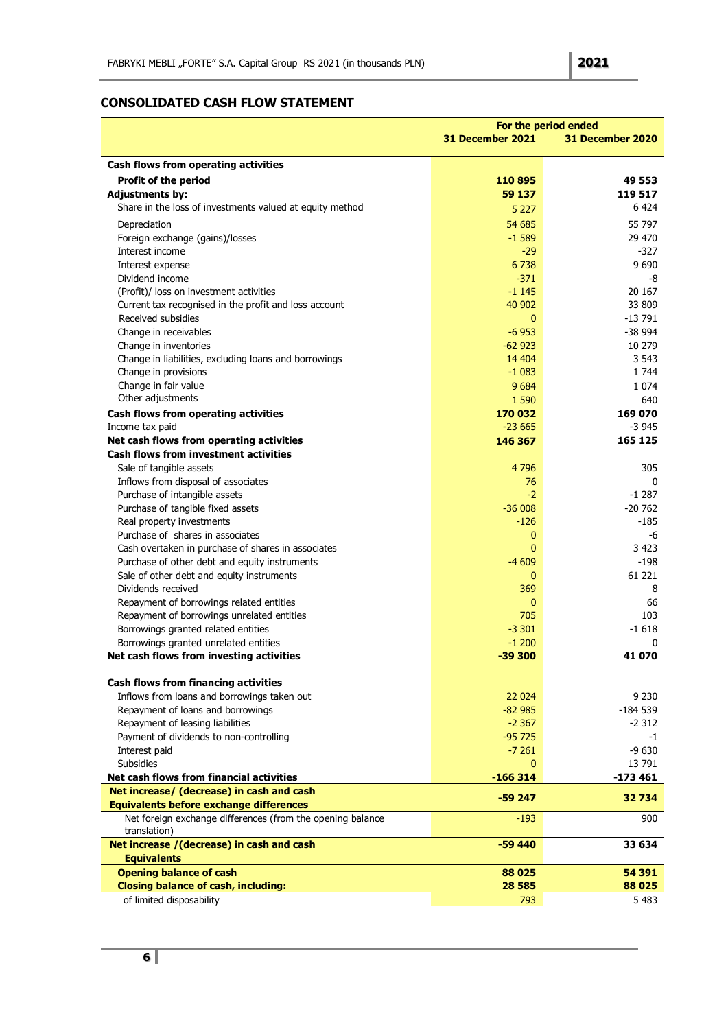## CONSOLIDATED CASH FLOW STATEMENT

| | For the period ended | |
|---|---|---|
| | **31 December 2021** | **31 December 2020** |
| **Cash flows from operating activities** | | |
| **Profit of the period** | **110 895** | **49 553** |
| **Adjustments by:** | **59 137** | **119 517** |
| Share in the loss of investments valued at equity method | 5 227 | 6 424 |
| Depreciation | 54 685 | 55 797 |
| Foreign exchange (gains)/losses | -1 589 | 29 470 |
| Interest income | -29 | -327 |
| Interest expense | 6 738 | 9 690 |
| Dividend income | -371 | -8 |
| (Profit)/ loss on investment activities | -1 145 | 20 167 |
| Current tax recognised in the profit and loss account | 40 902 | 33 809 |
| Received subsidies | 0 | -13 791 |
| Change in receivables | -6 953 | -38 994 |
| Change in inventories | -62 923 | 10 279 |
| Change in liabilities, excluding loans and borrowings | 14 404 | 3 543 |
| Change in provisions | -1 083 | 1 744 |
| Change in fair value | 9 684 | 1 074 |
| Other adjustments | 1 590 | 640 |
| **Cash flows from operating activities** | **170 032** | **169 070** |
| Income tax paid | -23 665 | -3 945 |
| **Net cash flows from operating activities** | **146 367** | **165 125** |
| **Cash flows from investment activities** | | |
| Sale of tangible assets | 4 796 | 305 |
| Inflows from disposal of associates | 76 | 0 |
| Purchase of intangible assets | -2 | -1 287 |
| Purchase of tangible fixed assets | -36 008 | -20 762 |
| Real property investments | -126 | -185 |
| Purchase of shares in associates | 0 | -6 |
| Cash overtaken in purchase of shares in associates | 0 | 3 423 |
| Purchase of other debt and equity instruments | -4 609 | -198 |
| Sale of other debt and equity instruments | 0 | 61 221 |
| Dividends received | 369 | 8 |
| Repayment of borrowings related entities | 0 | 66 |
| Repayment of borrowings unrelated entities | 705 | 103 |
| Borrowings granted related entities | -3 301 | -1 618 |
| Borrowings granted unrelated entities | -1 200 | 0 |
| **Net cash flows from investing activities** | **-39 300** | **41 070** |
| **Cash flows from financing activities** | | |
| Inflows from loans and borrowings taken out | 22 024 | 9 230 |
| Repayment of loans and borrowings | -82 985 | -184 539 |
| Repayment of leasing liabilities | -2 367 | -2 312 |
| Payment of dividends to non-controlling | -95 725 | -1 |
| Interest paid | -7 261 | -9 630 |
| Subsidies | 0 | 13 791 |
| **Net cash flows from financial activities** | **-166 314** | **-173 461** |
| **Net increase/ (decrease) in cash and cash Equivalents before exchange differences** | **-59 247** | **32 734** |
| Net foreign exchange differences (from the opening balance translation) | -193 | 900 |
| **Net increase /(decrease) in cash and cash Equivalents** | **-59 440** | **33 634** |
| **Opening balance of cash** | **88 025** | **54 391** |
| **Closing balance of cash, including:** | **28 585** | **88 025** |
| of limited disposability | 793 | 5 483 |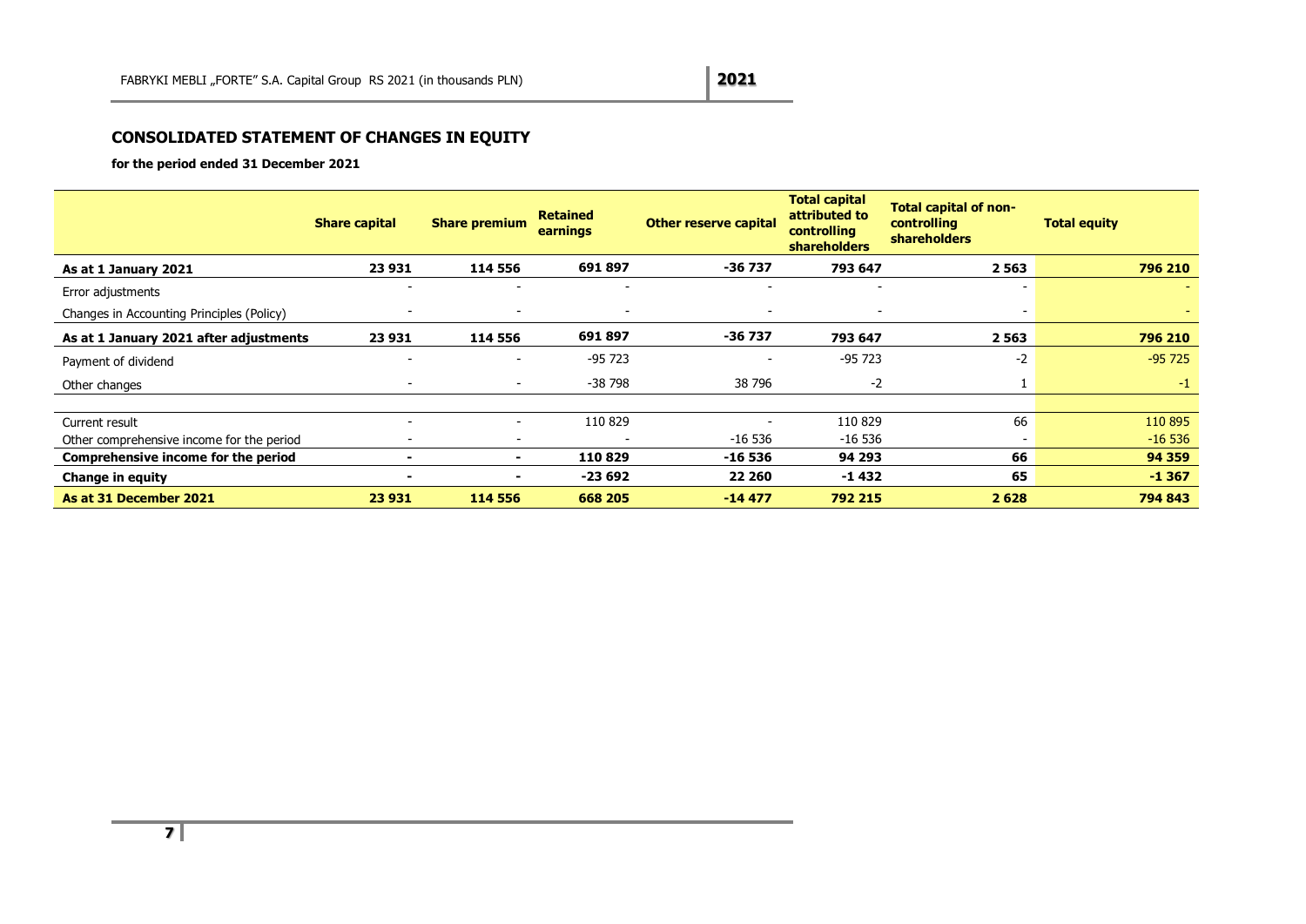## CONSOLIDATED STATEMENT OF CHANGES IN EQUITY

**for the period ended 31 December 2021**

| | Share capital | Share premium | Retained earnings | Other reserve capital | Total capital attributed to controlling shareholders | Total capital of non-controlling shareholders | Total equity |
|---|---|---|---|---|---|---|---|
| **As at 1 January 2021** | **23 931** | **114 556** | **691 897** | **-36 737** | **793 647** | **2 563** | **796 210** |
| Error adjustments | - | - | - | - | - | - | - |
| Changes in Accounting Principles (Policy) | - | - | - | - | - | - | - |
| **As at 1 January 2021 after adjustments** | **23 931** | **114 556** | **691 897** | **-36 737** | **793 647** | **2 563** | **796 210** |
| Payment of dividend | - | - | -95 723 | - | -95 723 | -2 | -95 725 |
| Other changes | - | - | -38 798 | 38 796 | -2 | 1 | -1 |
| | | | | | | | |
| Current result | - | - | 110 829 | - | 110 829 | 66 | 110 895 |
| Other comprehensive income for the period | - | - | - | -16 536 | -16 536 | - | -16 536 |
| **Comprehensive income for the period** | **-** | **-** | **110 829** | **-16 536** | **94 293** | **66** | **94 359** |
| **Change in equity** | **-** | **-** | **-23 692** | **22 260** | **-1 432** | **65** | **-1 367** |
| **As at 31 December 2021** | **23 931** | **114 556** | **668 205** | **-14 477** | **792 215** | **2 628** | **794 843** |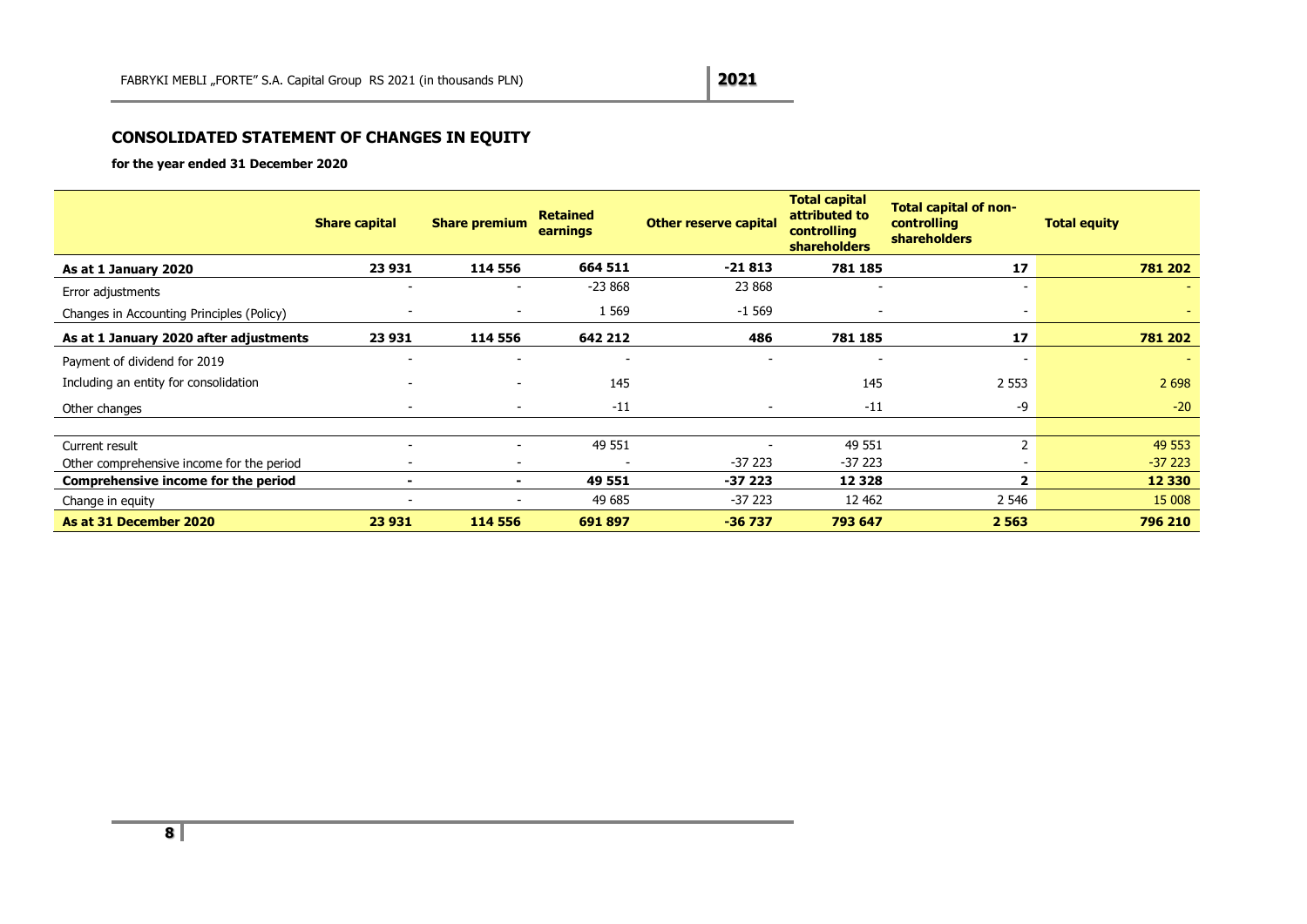## CONSOLIDATED STATEMENT OF CHANGES IN EQUITY

**for the year ended 31 December 2020**

| | Share capital | Share premium | Retained earnings | Other reserve capital | Total capital attributed to controlling shareholders | Total capital of non-controlling shareholders | Total equity |
|---|---|---|---|---|---|---|---|
| **As at 1 January 2020** | **23 931** | **114 556** | **664 511** | **-21 813** | **781 185** | **17** | **781 202** |
| Error adjustments | - | - | -23 868 | 23 868 | - | - | - |
| Changes in Accounting Principles (Policy) | - | - | 1 569 | -1 569 | - | - | - |
| **As at 1 January 2020 after adjustments** | **23 931** | **114 556** | **642 212** | **486** | **781 185** | **17** | **781 202** |
| Payment of dividend for 2019 | - | - | - | - | - | - | - |
| Including an entity for consolidation | - | - | 145 | | 145 | 2 553 | 2 698 |
| Other changes | - | - | -11 | - | -11 | -9 | -20 |
| | | | | | | | |
| Current result | - | - | 49 551 | - | 49 551 | 2 | 49 553 |
| Other comprehensive income for the period | - | - | - | -37 223 | -37 223 | - | -37 223 |
| **Comprehensive income for the period** | **-** | **-** | **49 551** | **-37 223** | **12 328** | **2** | **12 330** |
| Change in equity | - | - | 49 685 | -37 223 | 12 462 | 2 546 | 15 008 |
| **As at 31 December 2020** | **23 931** | **114 556** | **691 897** | **-36 737** | **793 647** | **2 563** | **796 210** |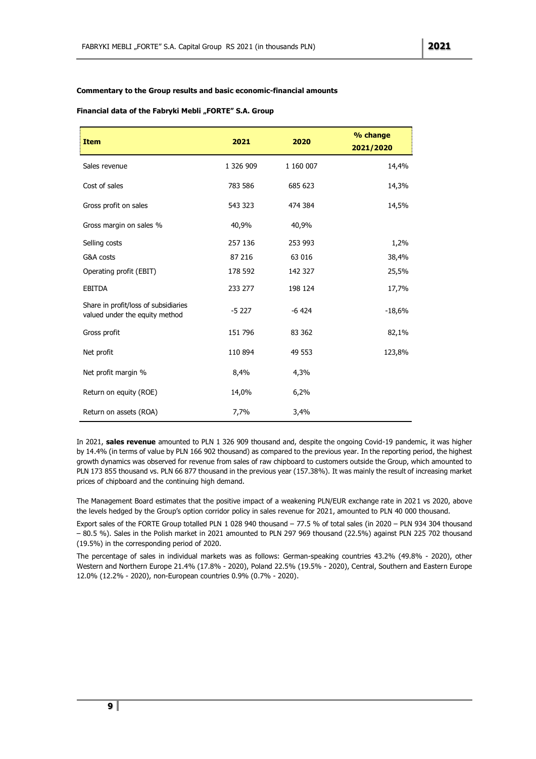**Commentary to the Group results and basic economic-financial amounts**

**Financial data of the Fabryki Mebli „FORTE" S.A. Group**

| Item | 2021 | 2020 | % change 2021/2020 |
|---|---|---|---|
| Sales revenue | 1 326 909 | 1 160 007 | 14,4% |
| Cost of sales | 783 586 | 685 623 | 14,3% |
| Gross profit on sales | 543 323 | 474 384 | 14,5% |
| Gross margin on sales % | 40,9% | 40,9% | |
| Selling costs | 257 136 | 253 993 | 1,2% |
| G&A costs | 87 216 | 63 016 | 38,4% |
| Operating profit (EBIT) | 178 592 | 142 327 | 25,5% |
| EBITDA | 233 277 | 198 124 | 17,7% |
| Share in profit/loss of subsidiaries valued under the equity method | -5 227 | -6 424 | -18,6% |
| Gross profit | 151 796 | 83 362 | 82,1% |
| Net profit | 110 894 | 49 553 | 123,8% |
| Net profit margin % | 8,4% | 4,3% | |
| Return on equity (ROE) | 14,0% | 6,2% | |
| Return on assets (ROA) | 7,7% | 3,4% | |

In 2021, **sales revenue** amounted to PLN 1 326 909 thousand and, despite the ongoing Covid-19 pandemic, it was higher by 14.4% (in terms of value by PLN 166 902 thousand) as compared to the previous year. In the reporting period, the highest growth dynamics was observed for revenue from sales of raw chipboard to customers outside the Group, which amounted to PLN 173 855 thousand vs. PLN 66 877 thousand in the previous year (157.38%). It was mainly the result of increasing market prices of chipboard and the continuing high demand.

The Management Board estimates that the positive impact of a weakening PLN/EUR exchange rate in 2021 vs 2020, above the levels hedged by the Group's option corridor policy in sales revenue for 2021, amounted to PLN 40 000 thousand.

Export sales of the FORTE Group totalled PLN 1 028 940 thousand – 77.5 % of total sales (in 2020 – PLN 934 304 thousand – 80.5 %). Sales in the Polish market in 2021 amounted to PLN 297 969 thousand (22.5%) against PLN 225 702 thousand (19.5%) in the corresponding period of 2020.

The percentage of sales in individual markets was as follows: German-speaking countries 43.2% (49.8% - 2020), other Western and Northern Europe 21.4% (17.8% - 2020), Poland 22.5% (19.5% - 2020), Central, Southern and Eastern Europe 12.0% (12.2% - 2020), non-European countries 0.9% (0.7% - 2020).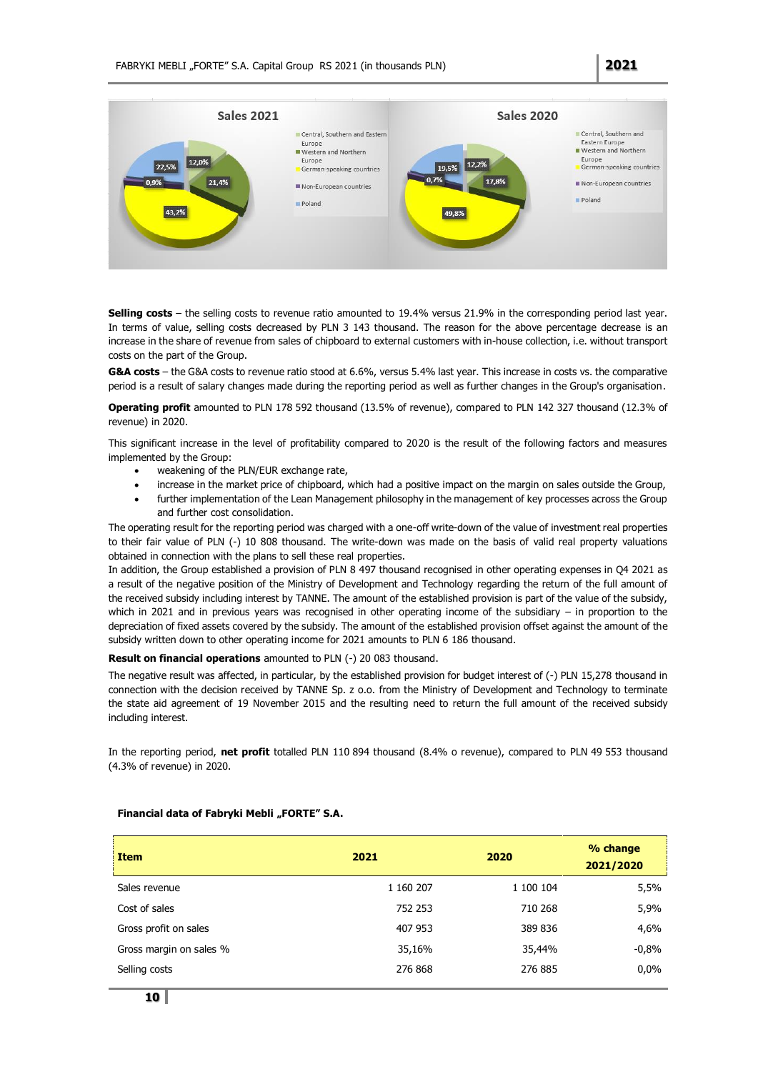**Selling costs** – the selling costs to revenue ratio amounted to 19.4% versus 21.9% in the corresponding period last year. In terms of value, selling costs decreased by PLN 3 143 thousand. The reason for the above percentage decrease is an increase in the share of revenue from sales of chipboard to external customers with in-house collection, i.e. without transport costs on the part of the Group.

**G&A costs** – the G&A costs to revenue ratio stood at 6.6%, versus 5.4% last year. This increase in costs vs. the comparative period is a result of salary changes made during the reporting period as well as further changes in the Group's organisation.

**Operating profit** amounted to PLN 178 592 thousand (13.5% of revenue), compared to PLN 142 327 thousand (12.3% of revenue) in 2020.

This significant increase in the level of profitability compared to 2020 is the result of the following factors and measures implemented by the Group:

- weakening of the PLN/EUR exchange rate,
- increase in the market price of chipboard, which had a positive impact on the margin on sales outside the Group,
- further implementation of the Lean Management philosophy in the management of key processes across the Group and further cost consolidation.

The operating result for the reporting period was charged with a one-off write-down of the value of investment real properties to their fair value of PLN (-) 10 808 thousand. The write-down was made on the basis of valid real property valuations obtained in connection with the plans to sell these real properties.

In addition, the Group established a provision of PLN 8 497 thousand recognised in other operating expenses in Q4 2021 as a result of the negative position of the Ministry of Development and Technology regarding the return of the full amount of the received subsidy including interest by TANNE. The amount of the established provision is part of the value of the subsidy, which in 2021 and in previous years was recognised in other operating income of the subsidiary – in proportion to the depreciation of fixed assets covered by the subsidy. The amount of the established provision offset against the amount of the subsidy written down to other operating income for 2021 amounts to PLN 6 186 thousand.

**Result on financial operations** amounted to PLN (-) 20 083 thousand.

The negative result was affected, in particular, by the established provision for budget interest of (-) PLN 15,278 thousand in connection with the decision received by TANNE Sp. z o.o. from the Ministry of Development and Technology to terminate the state aid agreement of 19 November 2015 and the resulting need to return the full amount of the received subsidy including interest.

In the reporting period, **net profit** totalled PLN 110 894 thousand (8.4% o revenue), compared to PLN 49 553 thousand (4.3% of revenue) in 2020.

**Financial data of Fabryki Mebli „FORTE" S.A.**

| Item | 2021 | 2020 | % change 2021/2020 |
|---|---|---|---|
| Sales revenue | 1 160 207 | 1 100 104 | 5,5% |
| Cost of sales | 752 253 | 710 268 | 5,9% |
| Gross profit on sales | 407 953 | 389 836 | 4,6% |
| Gross margin on sales % | 35,16% | 35,44% | -0,8% |
| Selling costs | 276 868 | 276 885 | 0,0% |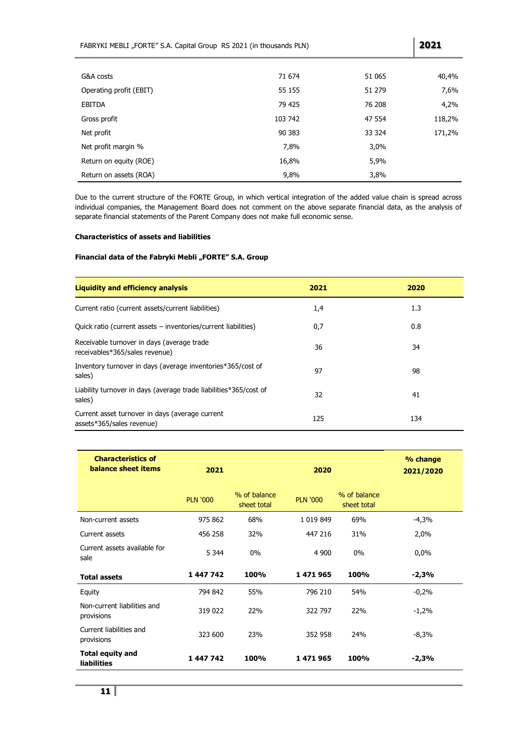| | | | |
|---|---|---|---|
| G&A costs | 71 674 | 51 065 | 40,4% |
| Operating profit (EBIT) | 55 155 | 51 279 | 7,6% |
| EBITDA | 79 425 | 76 208 | 4,2% |
| Gross profit | 103 742 | 47 554 | 118,2% |
| Net profit | 90 383 | 33 324 | 171,2% |
| Net profit margin % | 7,8% | 3,0% | |
| Return on equity (ROE) | 16,8% | 5,9% | |
| Return on assets (ROA) | 9,8% | 3,8% | |

Due to the current structure of the FORTE Group, in which vertical integration of the added value chain is spread across individual companies, the Management Board does not comment on the above separate financial data, as the analysis of separate financial statements of the Parent Company does not make full economic sense.

**Characteristics of assets and liabilities**

**Financial data of the Fabryki Mebli „FORTE" S.A. Group**

| Liquidity and efficiency analysis | 2021 | 2020 |
|---|---|---|
| Current ratio (current assets/current liabilities) | 1,4 | 1.3 |
| Quick ratio (current assets – inventories/current liabilities) | 0,7 | 0.8 |
| Receivable turnover in days (average trade receivables*365/sales revenue) | 36 | 34 |
| Inventory turnover in days (average inventories*365/cost of sales) | 97 | 98 |
| Liability turnover in days (average trade liabilities*365/cost of sales) | 32 | 41 |
| Current asset turnover in days (average current assets*365/sales revenue) | 125 | 134 |

| Characteristics of balance sheet items | 2021 | | 2020 | | % change 2021/2020 |
|---|---|---|---|---|---|
| | PLN '000 | % of balance sheet total | PLN '000 | % of balance sheet total | |
| Non-current assets | 975 862 | 68% | 1 019 849 | 69% | -4,3% |
| Current assets | 456 258 | 32% | 447 216 | 31% | 2,0% |
| Current assets available for sale | 5 344 | 0% | 4 900 | 0% | 0,0% |
| **Total assets** | **1 447 742** | **100%** | **1 471 965** | **100%** | **-2,3%** |
| Equity | 794 842 | 55% | 796 210 | 54% | -0,2% |
| Non-current liabilities and provisions | 319 022 | 22% | 322 797 | 22% | -1,2% |
| Current liabilities and provisions | 323 600 | 23% | 352 958 | 24% | -8,3% |
| **Total equity and liabilities** | **1 447 742** | **100%** | **1 471 965** | **100%** | **-2,3%** |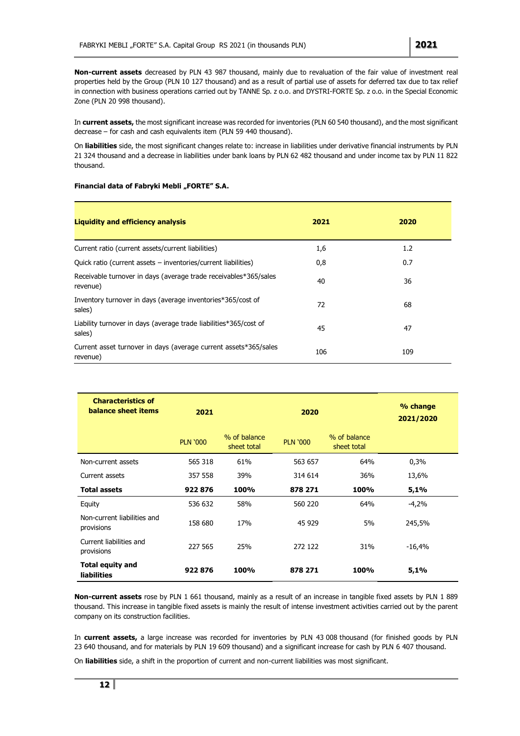**Non-current assets** decreased by PLN 43 987 thousand, mainly due to revaluation of the fair value of investment real properties held by the Group (PLN 10 127 thousand) and as a result of partial use of assets for deferred tax due to tax relief in connection with business operations carried out by TANNE Sp. z o.o. and DYSTRI-FORTE Sp. z o.o. in the Special Economic Zone (PLN 20 998 thousand).

In **current assets,** the most significant increase was recorded for inventories (PLN 60 540 thousand), and the most significant decrease – for cash and cash equivalents item (PLN 59 440 thousand).

On **liabilities** side, the most significant changes relate to: increase in liabilities under derivative financial instruments by PLN 21 324 thousand and a decrease in liabilities under bank loans by PLN 62 482 thousand and under income tax by PLN 11 822 thousand.

**Financial data of Fabryki Mebli „FORTE" S.A.**

| Liquidity and efficiency analysis | 2021 | 2020 |
|---|---|---|
| Current ratio (current assets/current liabilities) | 1,6 | 1.2 |
| Quick ratio (current assets – inventories/current liabilities) | 0,8 | 0.7 |
| Receivable turnover in days (average trade receivables*365/sales revenue) | 40 | 36 |
| Inventory turnover in days (average inventories*365/cost of sales) | 72 | 68 |
| Liability turnover in days (average trade liabilities*365/cost of sales) | 45 | 47 |
| Current asset turnover in days (average current assets*365/sales revenue) | 106 | 109 |

| Characteristics of balance sheet items | 2021 | | 2020 | | % change 2021/2020 |
|---|---|---|---|---|---|
| | PLN '000 | % of balance sheet total | PLN '000 | % of balance sheet total | |
| Non-current assets | 565 318 | 61% | 563 657 | 64% | 0,3% |
| Current assets | 357 558 | 39% | 314 614 | 36% | 13,6% |
| **Total assets** | **922 876** | **100%** | **878 271** | **100%** | **5,1%** |
| Equity | 536 632 | 58% | 560 220 | 64% | -4,2% |
| Non-current liabilities and provisions | 158 680 | 17% | 45 929 | 5% | 245,5% |
| Current liabilities and provisions | 227 565 | 25% | 272 122 | 31% | -16,4% |
| **Total equity and liabilities** | **922 876** | **100%** | **878 271** | **100%** | **5,1%** |

**Non-current assets** rose by PLN 1 661 thousand, mainly as a result of an increase in tangible fixed assets by PLN 1 889 thousand. This increase in tangible fixed assets is mainly the result of intense investment activities carried out by the parent company on its construction facilities.

In **current assets,** a large increase was recorded for inventories by PLN 43 008 thousand (for finished goods by PLN 23 640 thousand, and for materials by PLN 19 609 thousand) and a significant increase for cash by PLN 6 407 thousand.

On **liabilities** side, a shift in the proportion of current and non-current liabilities was most significant.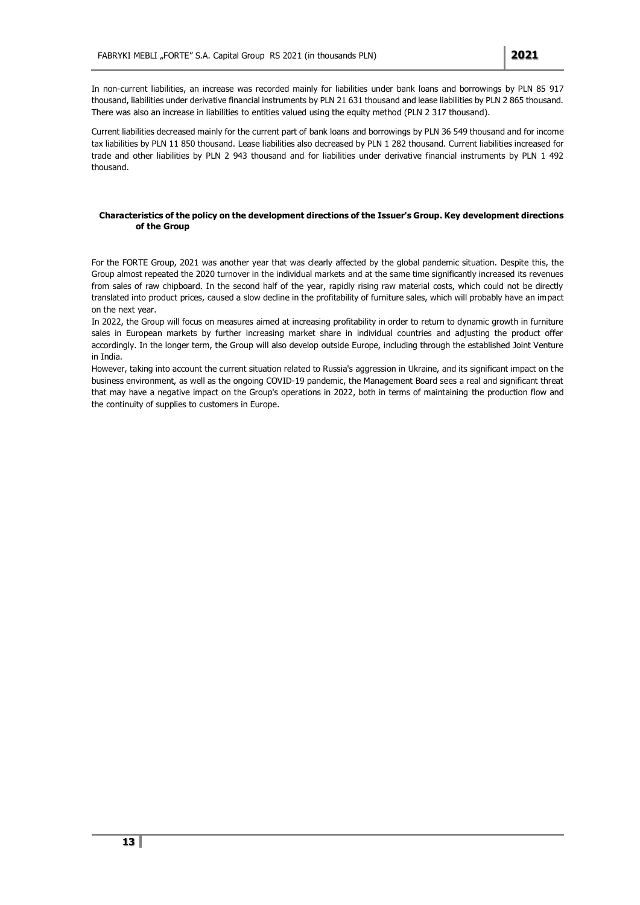In non-current liabilities, an increase was recorded mainly for liabilities under bank loans and borrowings by PLN 85 917 thousand, liabilities under derivative financial instruments by PLN 21 631 thousand and lease liabilities by PLN 2 865 thousand. There was also an increase in liabilities to entities valued using the equity method (PLN 2 317 thousand).

Current liabilities decreased mainly for the current part of bank loans and borrowings by PLN 36 549 thousand and for income tax liabilities by PLN 11 850 thousand. Lease liabilities also decreased by PLN 1 282 thousand. Current liabilities increased for trade and other liabilities by PLN 2 943 thousand and for liabilities under derivative financial instruments by PLN 1 492 thousand.

**Characteristics of the policy on the development directions of the Issuer's Group. Key development directions of the Group**

For the FORTE Group, 2021 was another year that was clearly affected by the global pandemic situation. Despite this, the Group almost repeated the 2020 turnover in the individual markets and at the same time significantly increased its revenues from sales of raw chipboard. In the second half of the year, rapidly rising raw material costs, which could not be directly translated into product prices, caused a slow decline in the profitability of furniture sales, which will probably have an impact on the next year.

In 2022, the Group will focus on measures aimed at increasing profitability in order to return to dynamic growth in furniture sales in European markets by further increasing market share in individual countries and adjusting the product offer accordingly. In the longer term, the Group will also develop outside Europe, including through the established Joint Venture in India.

However, taking into account the current situation related to Russia's aggression in Ukraine, and its significant impact on the business environment, as well as the ongoing COVID-19 pandemic, the Management Board sees a real and significant threat that may have a negative impact on the Group's operations in 2022, both in terms of maintaining the production flow and the continuity of supplies to customers in Europe.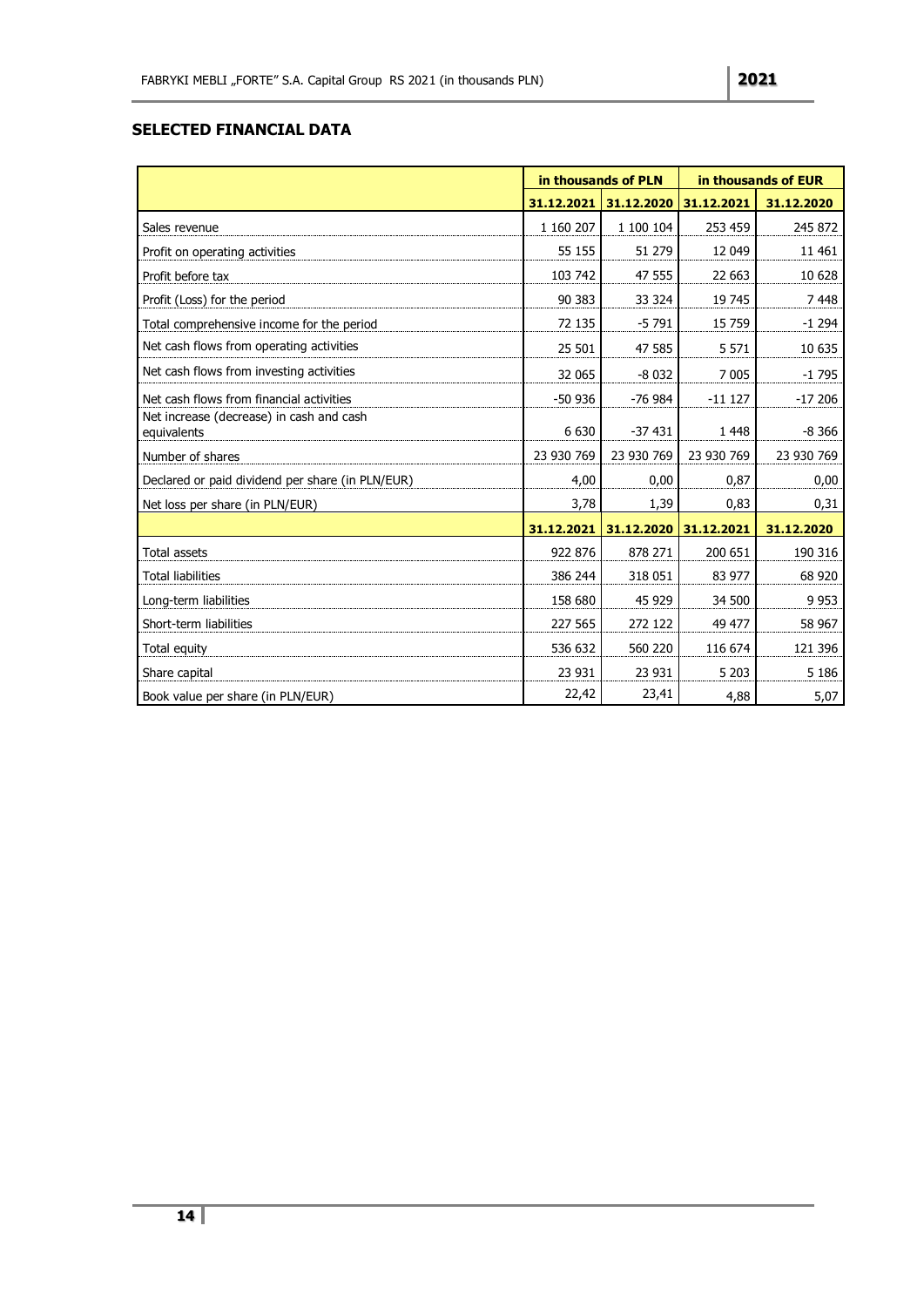## SELECTED FINANCIAL DATA

| | in thousands of PLN | | in thousands of EUR | |
|---|---|---|---|---|
| | 31.12.2021 | 31.12.2020 | 31.12.2021 | 31.12.2020 |
| Sales revenue | 1 160 207 | 1 100 104 | 253 459 | 245 872 |
| Profit on operating activities | 55 155 | 51 279 | 12 049 | 11 461 |
| Profit before tax | 103 742 | 47 555 | 22 663 | 10 628 |
| Profit (Loss) for the period | 90 383 | 33 324 | 19 745 | 7 448 |
| Total comprehensive income for the period | 72 135 | -5 791 | 15 759 | -1 294 |
| Net cash flows from operating activities | 25 501 | 47 585 | 5 571 | 10 635 |
| Net cash flows from investing activities | 32 065 | -8 032 | 7 005 | -1 795 |
| Net cash flows from financial activities | -50 936 | -76 984 | -11 127 | -17 206 |
| Net increase (decrease) in cash and cash equivalents | 6 630 | -37 431 | 1 448 | -8 366 |
| Number of shares | 23 930 769 | 23 930 769 | 23 930 769 | 23 930 769 |
| Declared or paid dividend per share (in PLN/EUR) | 4,00 | 0,00 | 0,87 | 0,00 |
| Net loss per share (in PLN/EUR) | 3,78 | 1,39 | 0,83 | 0,31 |
| | 31.12.2021 | 31.12.2020 | 31.12.2021 | 31.12.2020 |
| Total assets | 922 876 | 878 271 | 200 651 | 190 316 |
| Total liabilities | 386 244 | 318 051 | 83 977 | 68 920 |
| Long-term liabilities | 158 680 | 45 929 | 34 500 | 9 953 |
| Short-term liabilities | 227 565 | 272 122 | 49 477 | 58 967 |
| Total equity | 536 632 | 560 220 | 116 674 | 121 396 |
| Share capital | 23 931 | 23 931 | 5 203 | 5 186 |
| Book value per share (in PLN/EUR) | 22,42 | 23,41 | 4,88 | 5,07 |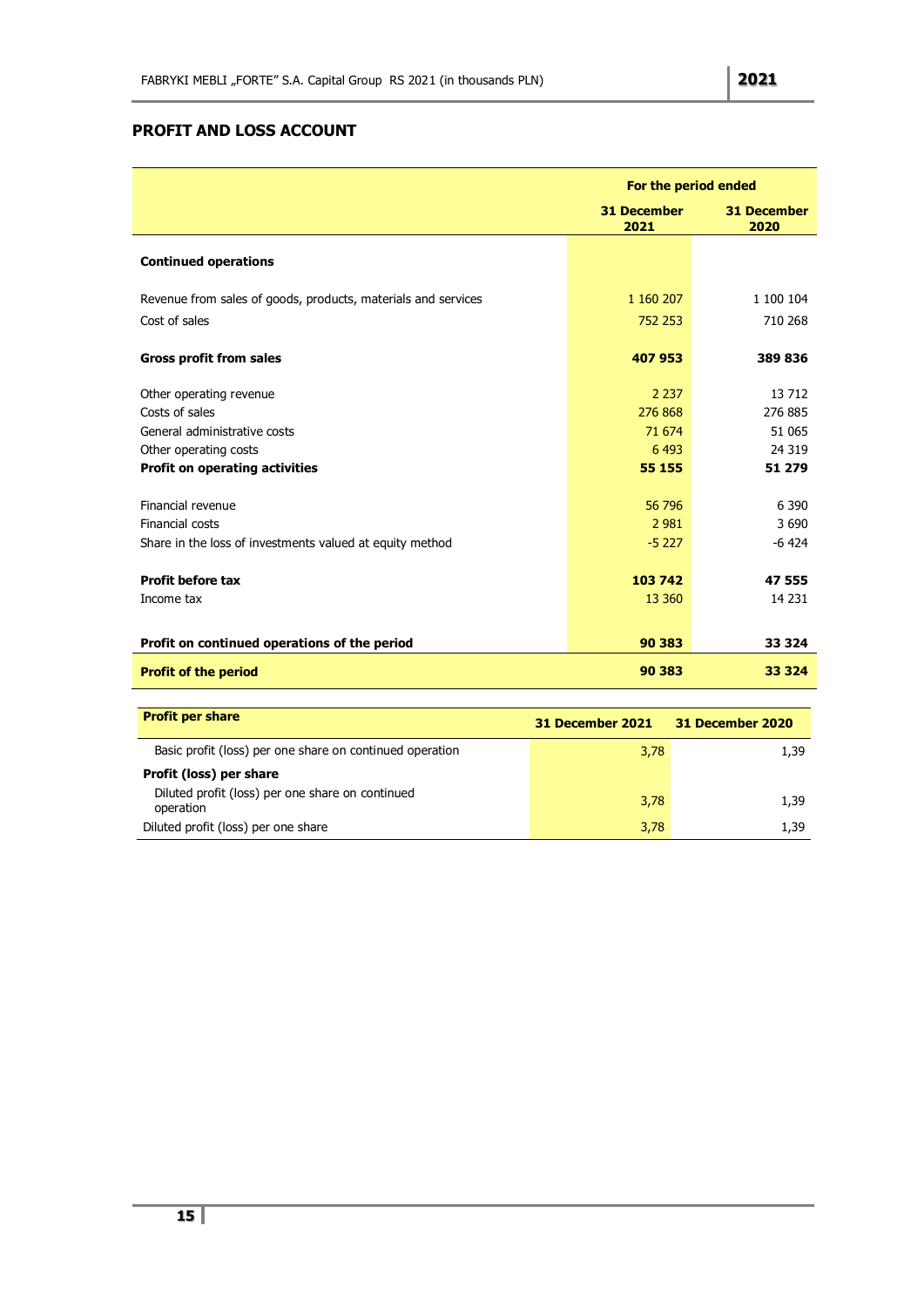## PROFIT AND LOSS ACCOUNT

| | For the period ended | |
|---|---|---|
| | 31 December 2021 | 31 December 2020 |
| **Continued operations** | | |
| Revenue from sales of goods, products, materials and services | 1 160 207 | 1 100 104 |
| Cost of sales | 752 253 | 710 268 |
| **Gross profit from sales** | **407 953** | **389 836** |
| Other operating revenue | 2 237 | 13 712 |
| Costs of sales | 276 868 | 276 885 |
| General administrative costs | 71 674 | 51 065 |
| Other operating costs | 6 493 | 24 319 |
| **Profit on operating activities** | **55 155** | **51 279** |
| Financial revenue | 56 796 | 6 390 |
| Financial costs | 2 981 | 3 690 |
| Share in the loss of investments valued at equity method | -5 227 | -6 424 |
| **Profit before tax** | **103 742** | **47 555** |
| Income tax | 13 360 | 14 231 |
| **Profit on continued operations of the period** | **90 383** | **33 324** |
| **Profit of the period** | **90 383** | **33 324** |

| **Profit per share** | 31 December 2021 | 31 December 2020 |
|---|---|---|
| Basic profit (loss) per one share on continued operation | 3,78 | 1,39 |
| **Profit (loss) per share** | | |
| Diluted profit (loss) per one share on continued operation | 3,78 | 1,39 |
| Diluted profit (loss) per one share | 3,78 | 1,39 |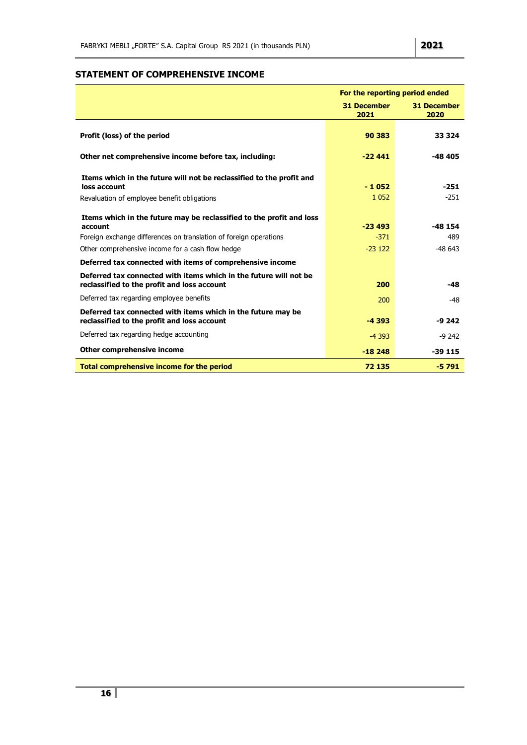## STATEMENT OF COMPREHENSIVE INCOME

| | For the reporting period ended | |
|---|---|---|
| | 31 December 2021 | 31 December 2020 |
| **Profit (loss) of the period** | **90 383** | **33 324** |
| **Other net comprehensive income before tax, including:** | **-22 441** | **-48 405** |
| **Items which in the future will not be reclassified to the profit and loss account** | **- 1 052** | **-251** |
| Revaluation of employee benefit obligations | 1 052 | -251 |
| **Items which in the future may be reclassified to the profit and loss account** | **-23 493** | **-48 154** |
| Foreign exchange differences on translation of foreign operations | -371 | 489 |
| Other comprehensive income for a cash flow hedge | -23 122 | -48 643 |
| **Deferred tax connected with items of comprehensive income** | | |
| **Deferred tax connected with items which in the future will not be reclassified to the profit and loss account** | **200** | **-48** |
| Deferred tax regarding employee benefits | 200 | -48 |
| **Deferred tax connected with items which in the future may be reclassified to the profit and loss account** | **-4 393** | **-9 242** |
| Deferred tax regarding hedge accounting | -4 393 | -9 242 |
| **Other comprehensive income** | **-18 248** | **-39 115** |
| **Total comprehensive income for the period** | **72 135** | **-5 791** |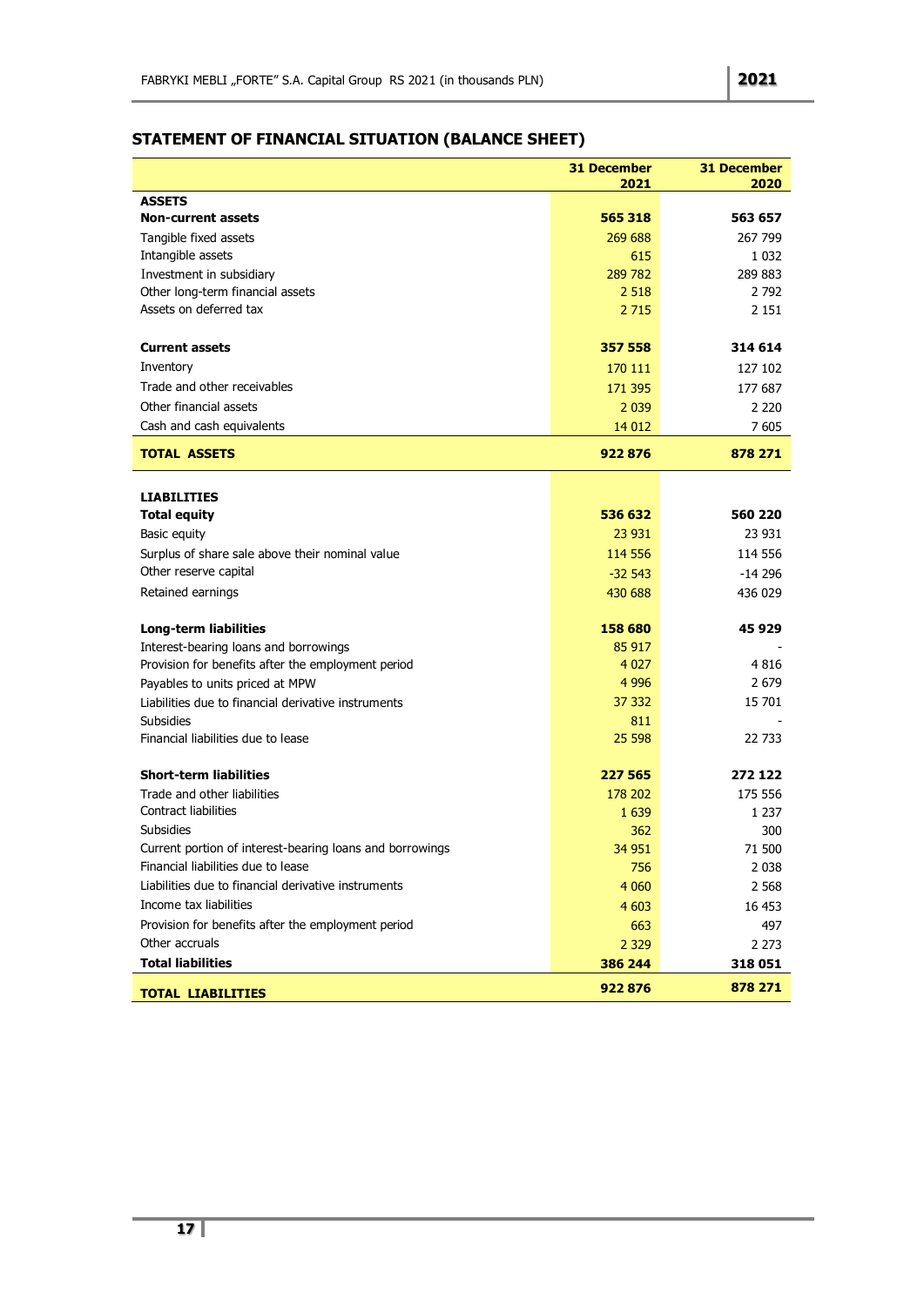## STATEMENT OF FINANCIAL SITUATION (BALANCE SHEET)

| | 31 December 2021 | 31 December 2020 |
|---|---|---|
| **ASSETS** | | |
| **Non-current assets** | **565 318** | **563 657** |
| Tangible fixed assets | 269 688 | 267 799 |
| Intangible assets | 615 | 1 032 |
| Investment in subsidiary | 289 782 | 289 883 |
| Other long-term financial assets | 2 518 | 2 792 |
| Assets on deferred tax | 2 715 | 2 151 |
| **Current assets** | **357 558** | **314 614** |
| Inventory | 170 111 | 127 102 |
| Trade and other receivables | 171 395 | 177 687 |
| Other financial assets | 2 039 | 2 220 |
| Cash and cash equivalents | 14 012 | 7 605 |
| **TOTAL ASSETS** | **922 876** | **878 271** |
| **LIABILITIES** | | |
| **Total equity** | **536 632** | **560 220** |
| Basic equity | 23 931 | 23 931 |
| Surplus of share sale above their nominal value | 114 556 | 114 556 |
| Other reserve capital | -32 543 | -14 296 |
| Retained earnings | 430 688 | 436 029 |
| **Long-term liabilities** | **158 680** | **45 929** |
| Interest-bearing loans and borrowings | 85 917 | - |
| Provision for benefits after the employment period | 4 027 | 4 816 |
| Payables to units priced at MPW | 4 996 | 2 679 |
| Liabilities due to financial derivative instruments | 37 332 | 15 701 |
| Subsidies | 811 | - |
| Financial liabilities due to lease | 25 598 | 22 733 |
| **Short-term liabilities** | **227 565** | **272 122** |
| Trade and other liabilities | 178 202 | 175 556 |
| Contract liabilities | 1 639 | 1 237 |
| Subsidies | 362 | 300 |
| Current portion of interest-bearing loans and borrowings | 34 951 | 71 500 |
| Financial liabilities due to lease | 756 | 2 038 |
| Liabilities due to financial derivative instruments | 4 060 | 2 568 |
| Income tax liabilities | 4 603 | 16 453 |
| Provision for benefits after the employment period | 663 | 497 |
| Other accruals | 2 329 | 2 273 |
| **Total liabilities** | **386 244** | **318 051** |
| **TOTAL LIABILITIES** | **922 876** | **878 271** |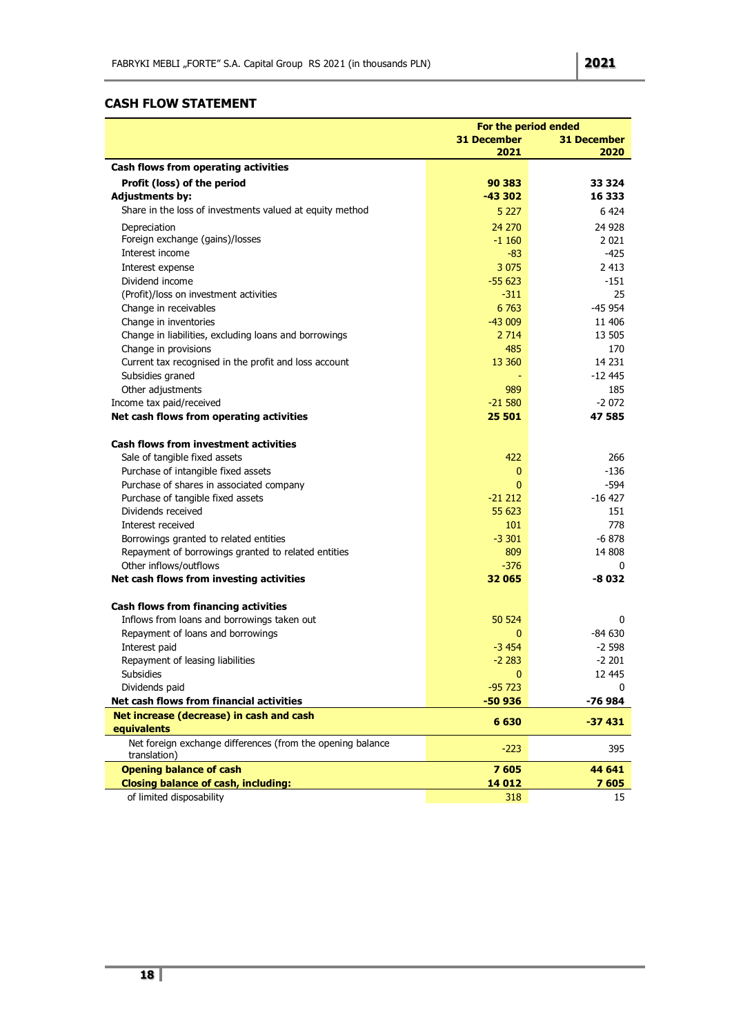## CASH FLOW STATEMENT

| | For the period ended | |
|---|---|---|
| | 31 December 2021 | 31 December 2020 |
| **Cash flows from operating activities** | | |
| **Profit (loss) of the period** | **90 383** | **33 324** |
| **Adjustments by:** | **-43 302** | **16 333** |
| Share in the loss of investments valued at equity method | 5 227 | 6 424 |
| Depreciation | 24 270 | 24 928 |
| Foreign exchange (gains)/losses | -1 160 | 2 021 |
| Interest income | -83 | -425 |
| Interest expense | 3 075 | 2 413 |
| Dividend income | -55 623 | -151 |
| (Profit)/loss on investment activities | -311 | 25 |
| Change in receivables | 6 763 | -45 954 |
| Change in inventories | -43 009 | 11 406 |
| Change in liabilities, excluding loans and borrowings | 2 714 | 13 505 |
| Change in provisions | 485 | 170 |
| Current tax recognised in the profit and loss account | 13 360 | 14 231 |
| Subsidies graned | - | -12 445 |
| Other adjustments | 989 | 185 |
| Income tax paid/received | -21 580 | -2 072 |
| **Net cash flows from operating activities** | **25 501** | **47 585** |
| | | |
| **Cash flows from investment activities** | | |
| Sale of tangible fixed assets | 422 | 266 |
| Purchase of intangible fixed assets | 0 | -136 |
| Purchase of shares in associated company | 0 | -594 |
| Purchase of tangible fixed assets | -21 212 | -16 427 |
| Dividends received | 55 623 | 151 |
| Interest received | 101 | 778 |
| Borrowings granted to related entities | -3 301 | -6 878 |
| Repayment of borrowings granted to related entities | 809 | 14 808 |
| Other inflows/outflows | -376 | 0 |
| **Net cash flows from investing activities** | **32 065** | **-8 032** |
| | | |
| **Cash flows from financing activities** | | |
| Inflows from loans and borrowings taken out | 50 524 | 0 |
| Repayment of loans and borrowings | 0 | -84 630 |
| Interest paid | -3 454 | -2 598 |
| Repayment of leasing liabilities | -2 283 | -2 201 |
| Subsides | 0 | 12 445 |
| Dividends paid | -95 723 | 0 |
| **Net cash flows from financial activities** | **-50 936** | **-76 984** |
| **Net increase (decrease) in cash and cash equivalents** | **6 630** | **-37 431** |
| Net foreign exchange differences (from the opening balance translation) | -223 | 395 |
| **Opening balance of cash** | **7 605** | **44 641** |
| **Closing balance of cash, including:** | **14 012** | **7 605** |
| of limited disposability | 318 | 15 |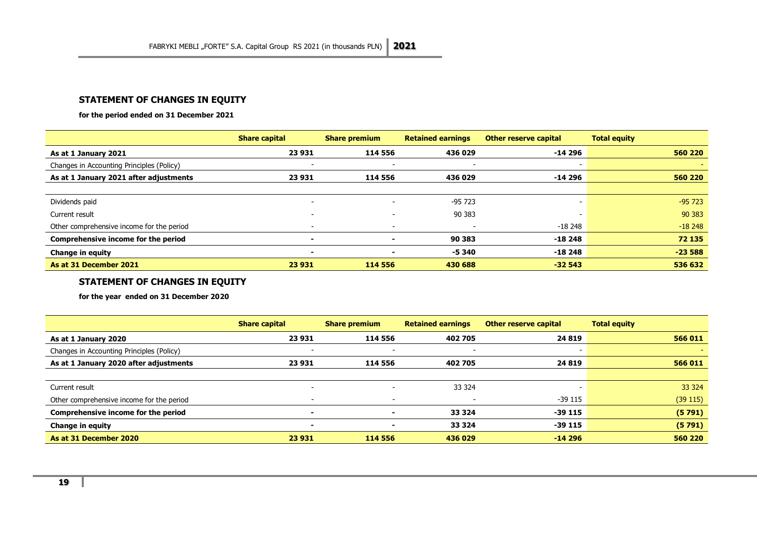## STATEMENT OF CHANGES IN EQUITY

**for the period ended on 31 December 2021**

| | Share capital | Share premium | Retained earnings | Other reserve capital | Total equity |
|---|---|---|---|---|---|
| **As at 1 January 2021** | **23 931** | **114 556** | **436 029** | **-14 296** | **560 220** |
| Changes in Accounting Principles (Policy) | - | - | - | - | - |
| **As at 1 January 2021 after adjustments** | **23 931** | **114 556** | **436 029** | **-14 296** | **560 220** |
| | | | | | |
| Dividends paid | - | - | -95 723 | - | -95 723 |
| Current result | - | - | 90 383 | - | 90 383 |
| Other comprehensive income for the period | - | - | - | -18 248 | -18 248 |
| **Comprehensive income for the period** | **-** | **-** | **90 383** | **-18 248** | **72 135** |
| **Change in equity** | **-** | **-** | **-5 340** | **-18 248** | **-23 588** |
| **As at 31 December 2021** | **23 931** | **114 556** | **430 688** | **-32 543** | **536 632** |

## STATEMENT OF CHANGES IN EQUITY

**for the year ended on 31 December 2020**

| | Share capital | Share premium | Retained earnings | Other reserve capital | Total equity |
|---|---|---|---|---|---|
| **As at 1 January 2020** | **23 931** | **114 556** | **402 705** | **24 819** | **566 011** |
| Changes in Accounting Principles (Policy) | - | - | - | - | - |
| **As at 1 January 2020 after adjustments** | **23 931** | **114 556** | **402 705** | **24 819** | **566 011** |
| | | | | | |
| Current result | - | - | 33 324 | - | 33 324 |
| Other comprehensive income for the period | - | - | - | -39 115 | (39 115) |
| **Comprehensive income for the period** | **-** | **-** | **33 324** | **-39 115** | **(5 791)** |
| **Change in equity** | **-** | **-** | **33 324** | **-39 115** | **(5 791)** |
| **As at 31 December 2020** | **23 931** | **114 556** | **436 029** | **-14 296** | **560 220** |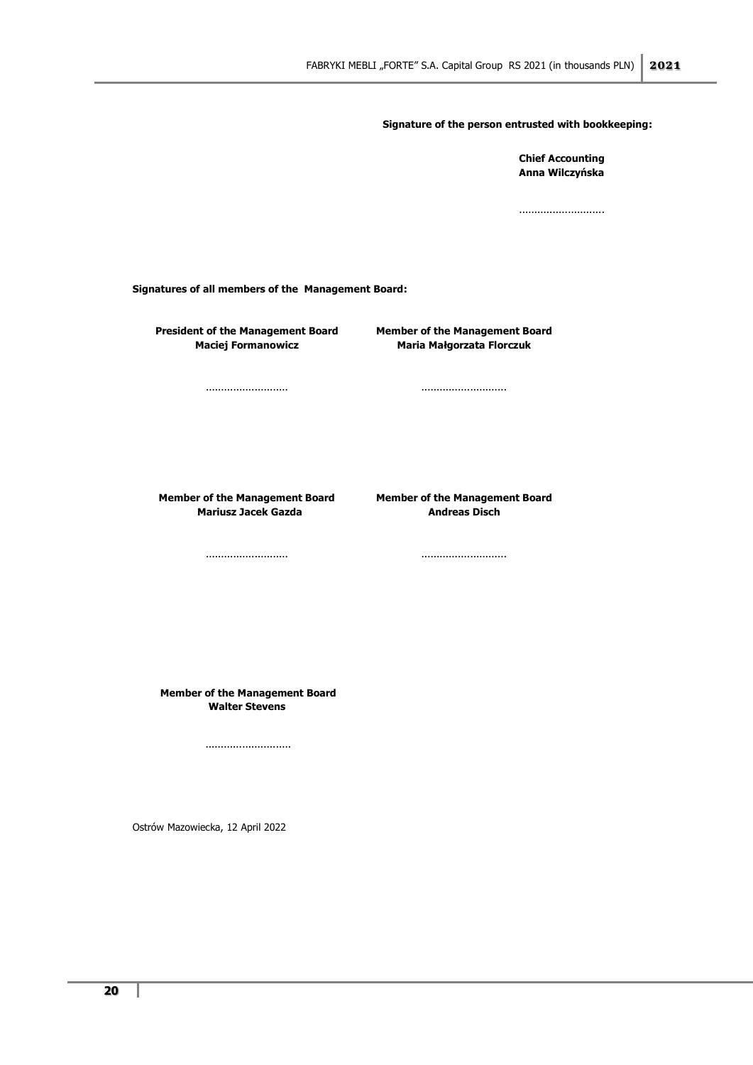**Signature of the person entrusted with bookkeeping:**

**Chief Accounting**
**Anna Wilczyńska**

………………………

**Signatures of all members of the Management Board:**

**President of the Management Board**
**Maciej Formanowicz**

………………………

**Member of the Management Board**
**Maria Małgorzata Florczuk**

………………………

**Member of the Management Board**
**Mariusz Jacek Gazda**

………………………

**Member of the Management Board**
**Andreas Disch**

………………………

**Member of the Management Board**
**Walter Stevens**

………………………

Ostrów Mazowiecka, 12 April 2022